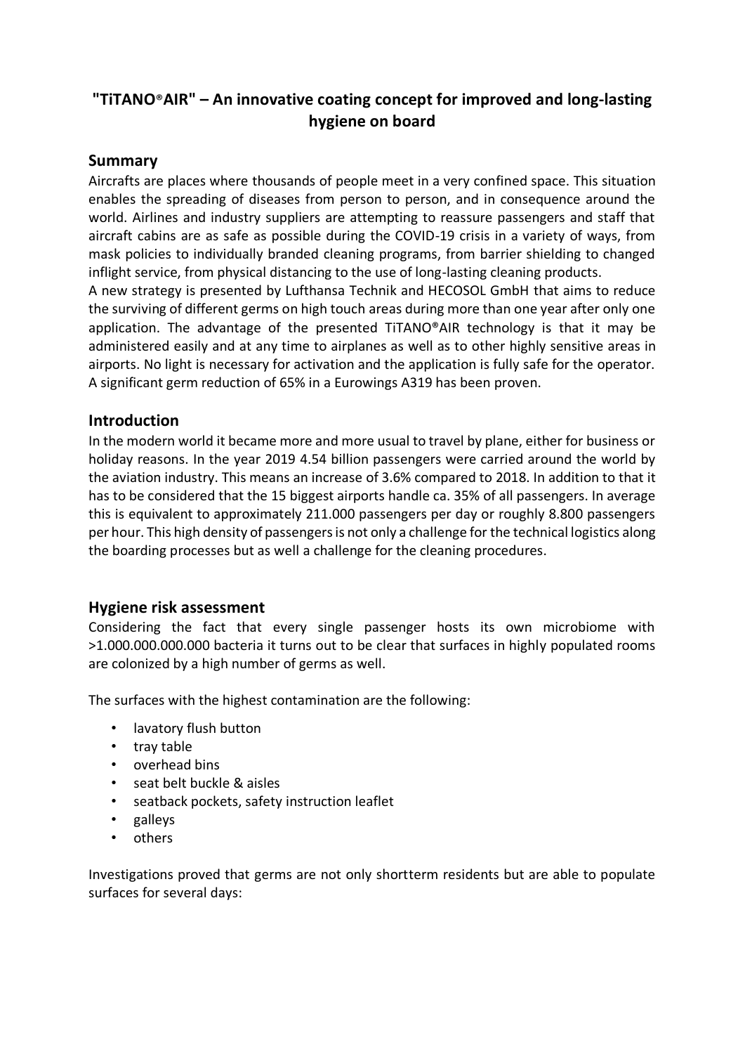# "TiTANO®AIR" – An innovative coating concept for improved and long-lasting hygiene on board

## Summary

Aircrafts are places where thousands of people meet in a very confined space. This situation enables the spreading of diseases from person to person, and in consequence around the world. Airlines and industry suppliers are attempting to reassure passengers and staff that aircraft cabins are as safe as possible during the COVID-19 crisis in a variety of ways, from mask policies to individually branded cleaning programs, from barrier shielding to changed inflight service, from physical distancing to the use of long-lasting cleaning products.

A new strategy is presented by Lufthansa Technik and HECOSOL GmbH that aims to reduce the surviving of different germs on high touch areas during more than one year after only one application. The advantage of the presented TiTANO®AIR technology is that it may be administered easily and at any time to airplanes as well as to other highly sensitive areas in airports. No light is necessary for activation and the application is fully safe for the operator. A significant germ reduction of 65% in a Eurowings A319 has been proven.

## Introduction

In the modern world it became more and more usual to travel by plane, either for business or holiday reasons. In the year 2019 4.54 billion passengers were carried around the world by the aviation industry. This means an increase of 3.6% compared to 2018. In addition to that it has to be considered that the 15 biggest airports handle ca. 35% of all passengers. In average this is equivalent to approximately 211.000 passengers per day or roughly 8.800 passengers per hour. This high density of passengers is not only a challenge for the technical logistics along the boarding processes but as well a challenge for the cleaning procedures.

## Hygiene risk assessment

Considering the fact that every single passenger hosts its own microbiome with >1.000.000.000.000 bacteria it turns out to be clear that surfaces in highly populated rooms are colonized by a high number of germs as well.

The surfaces with the highest contamination are the following:

- lavatory flush button
- tray table
- overhead bins
- seat belt buckle & aisles
- seatback pockets, safety instruction leaflet
- galleys
- others

Investigations proved that germs are not only shortterm residents but are able to populate surfaces for several days: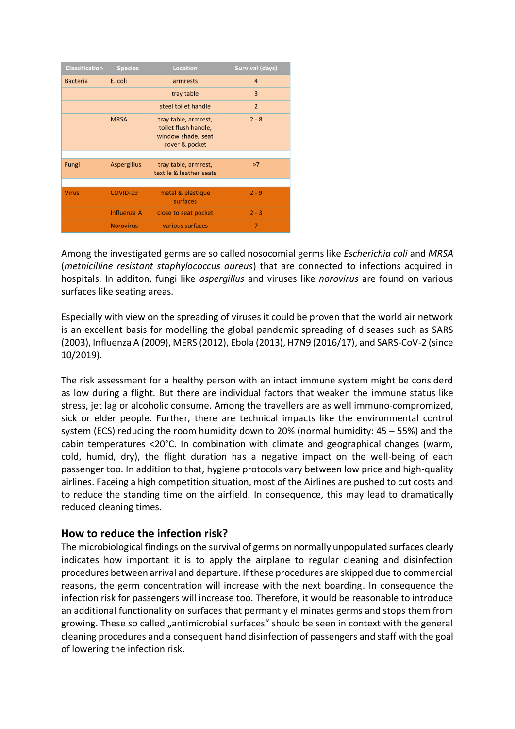| Classification | Species | Location | Survival (days) |
|---|---|---|---|
| Bacteria | E. coli | armrests | 4 |
| | | tray table | 3 |
| | | steel toilet handle | 2 |
| | MRSA | tray table, armrest, toilet flush handle, window shade, seat cover & pocket | 2 - 8 |
| | | | |
| Fungi | Aspergillus | tray table, armrest, textile & leather seats | >7 |
| | | | |
| Virus | COVID-19 | metal & plastique surfaces | 2 - 9 |
| | Influenza A | close to seat pocket | 2 - 3 |
| | Norovirus | various surfaces | 7 |

Among the investigated germs are so called nosocomial germs like *Escherichia coli* and *MRSA* (*methicilline resistant staphylococcus aureus*) that are connected to infections acquired in hospitals. In additon, fungi like *aspergillus* and viruses like *norovirus* are found on various surfaces like seating areas.

Especially with view on the spreading of viruses it could be proven that the world air network is an excellent basis for modelling the global pandemic spreading of diseases such as SARS (2003), Influenza A (2009), MERS (2012), Ebola (2013), H7N9 (2016/17), and SARS-CoV-2 (since 10/2019).

The risk assessment for a healthy person with an intact immune system might be considerd as low during a flight. But there are individual factors that weaken the immune status like stress, jet lag or alcoholic consume. Among the travellers are as well immuno-compromized, sick or elder people. Further, there are technical impacts like the environmental control system (ECS) reducing the room humidity down to 20% (normal humidity: 45 – 55%) and the cabin temperatures <20°C. In combination with climate and geographical changes (warm, cold, humid, dry), the flight duration has a negative impact on the well-being of each passenger too. In addition to that, hygiene protocols vary between low price and high-quality airlines. Faceing a high competition situation, most of the Airlines are pushed to cut costs and to reduce the standing time on the airfield. In consequence, this may lead to dramatically reduced cleaning times.

## How to reduce the infection risk?

The microbiological findings on the survival of germs on normally unpopulated surfaces clearly indicates how important it is to apply the airplane to regular cleaning and disinfection procedures between arrival and departure. If these procedures are skipped due to commercial reasons, the germ concentration will increase with the next boarding. In consequence the infection risk for passengers will increase too. Therefore, it would be reasonable to introduce an additional functionality on surfaces that permantly eliminates germs and stops them from growing. These so called „antimicrobial surfaces“ should be seen in context with the general cleaning procedures and a consequent hand disinfection of passengers and staff with the goal of lowering the infection risk.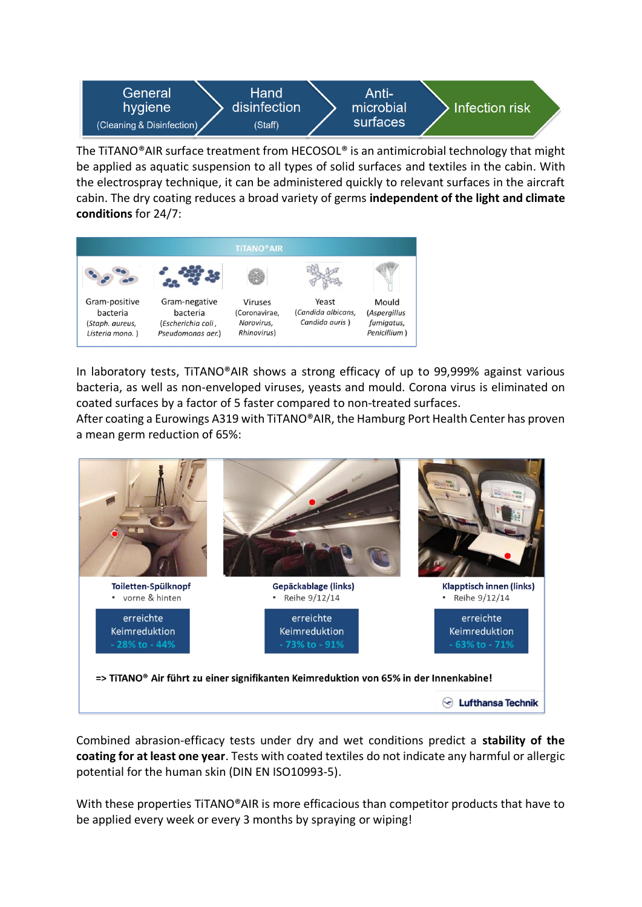General hygiene (Cleaning & Disinfection) → Hand disinfection (Staff) → Anti-microbial surfaces → Infection risk

The TiTANO®AIR surface treatment from HECOSOL® is an antimicrobial technology that might be applied as aquatic suspension to all types of solid surfaces and textiles in the cabin. With the electrospray technique, it can be administered quickly to relevant surfaces in the aircraft cabin. The dry coating reduces a broad variety of germs **independent of the light and climate conditions** for 24/7:

| TiTANO®AIR | | | | |
|---|---|---|---|---|
| Gram-positive bacteria (*Staph. aureus, Listeria mono.*) | Gram-negative bacteria (*Escherichia coli, Pseudomonas aer.*) | Viruses (*Coronavirae, Norovirus, Rhinovirus*) | Yeast (*Candida albicans, Candida auris*) | Mould (*Aspergillus fumigatus, Penicillium*) |

In laboratory tests, TiTANO®AIR shows a strong efficacy of up to 99,999% against various bacteria, as well as non-enveloped viruses, yeasts and mould. Corona virus is eliminated on coated surfaces by a factor of 5 faster compared to non-treated surfaces.
After coating a Eurowings A319 with TiTANO®AIR, the Hamburg Port Health Center has proven a mean germ reduction of 65%:

| Toiletten-Spülknopf | Gepäckablage (links) | Klapptisch innen (links) |
|---|---|---|
| vorne & hinten | Reihe 9/12/14 | Reihe 9/12/14 |
| erreichte Keimreduktion - 28% to - 44% | erreichte Keimreduktion - 73% to - 91% | erreichte Keimreduktion - 63% to - 71% |

=> TiTANO® Air führt zu einer signifikanten Keimreduktion von 65% in der Innenkabine!

Lufthansa Technik

Combined abrasion-efficacy tests under dry and wet conditions predict a **stability of the coating for at least one year**. Tests with coated textiles do not indicate any harmful or allergic potential for the human skin (DIN EN ISO10993-5).

With these properties TiTANO®AIR is more efficacious than competitor products that have to be applied every week or every 3 months by spraying or wiping!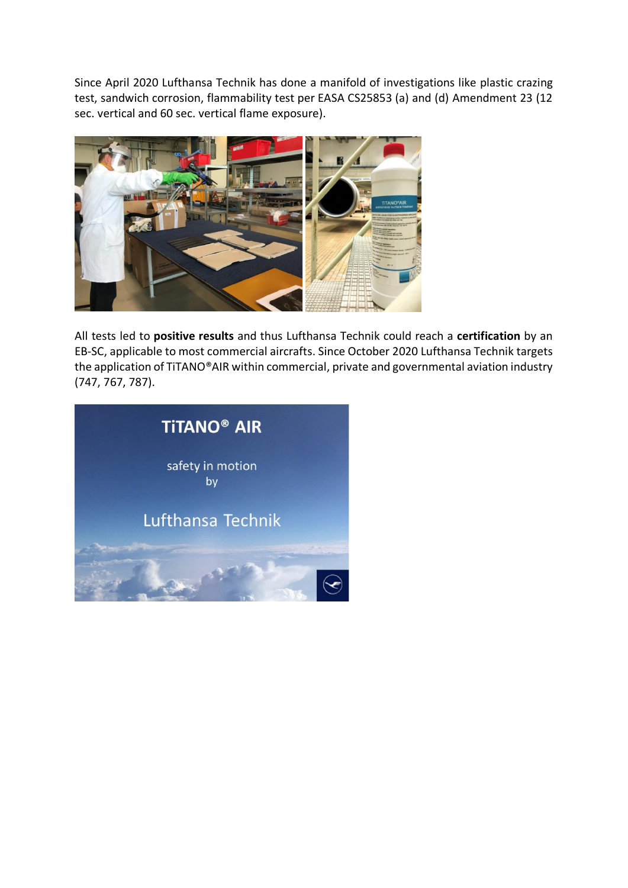Since April 2020 Lufthansa Technik has done a manifold of investigations like plastic crazing test, sandwich corrosion, flammability test per EASA CS25853 (a) and (d) Amendment 23 (12 sec. vertical and 60 sec. vertical flame exposure).

All tests led to **positive results** and thus Lufthansa Technik could reach a **certification** by an EB-SC, applicable to most commercial aircrafts. Since October 2020 Lufthansa Technik targets the application of TiTANO®AIR within commercial, private and governmental aviation industry (747, 767, 787).

TiTANO® AIR

safety in motion
by

Lufthansa Technik